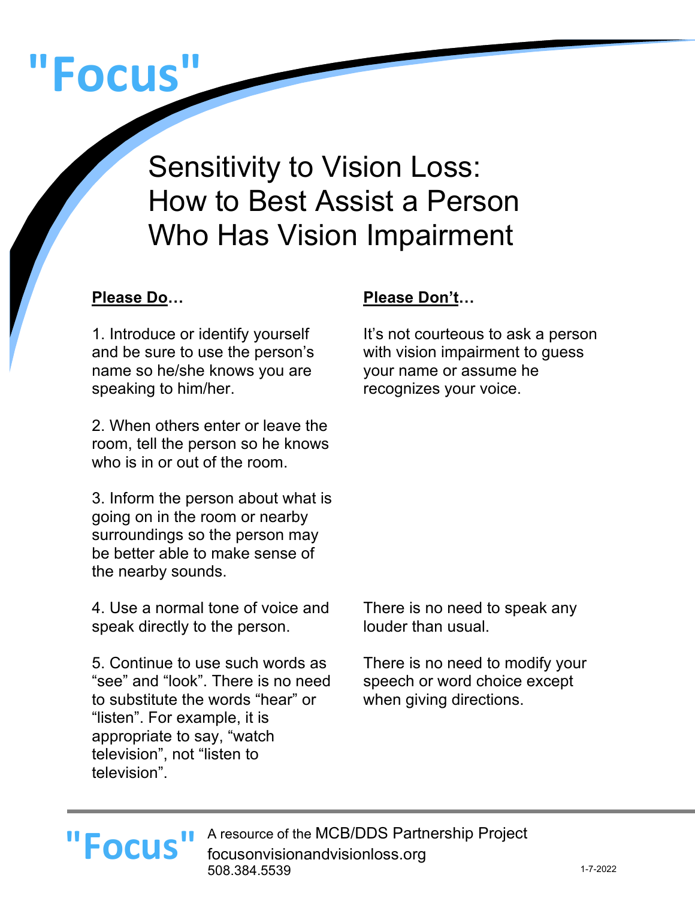# "Focus"

## Sensitivity to Vision Loss: How to Best Assist a Person Who Has Vision Impairment

| **Please Do…** | **Please Don't…** |
|---|---|
| 1. Introduce or identify yourself and be sure to use the person's name so he/she knows you are speaking to him/her. | It's not courteous to ask a person with vision impairment to guess your name or assume he recognizes your voice. |
| 2. When others enter or leave the room, tell the person so he knows who is in or out of the room. | |
| 3. Inform the person about what is going on in the room or nearby surroundings so the person may be better able to make sense of the nearby sounds. | |
| 4. Use a normal tone of voice and speak directly to the person. | There is no need to speak any louder than usual. |
| 5. Continue to use such words as "see" and "look". There is no need to substitute the words "hear" or "listen". For example, it is appropriate to say, "watch television", not "listen to television". | There is no need to modify your speech or word choice except when giving directions. |

"Focus" A resource of the MCB/DDS Partnership Project
focusonvisionandvisionloss.org
508.384.5539

1-7-2022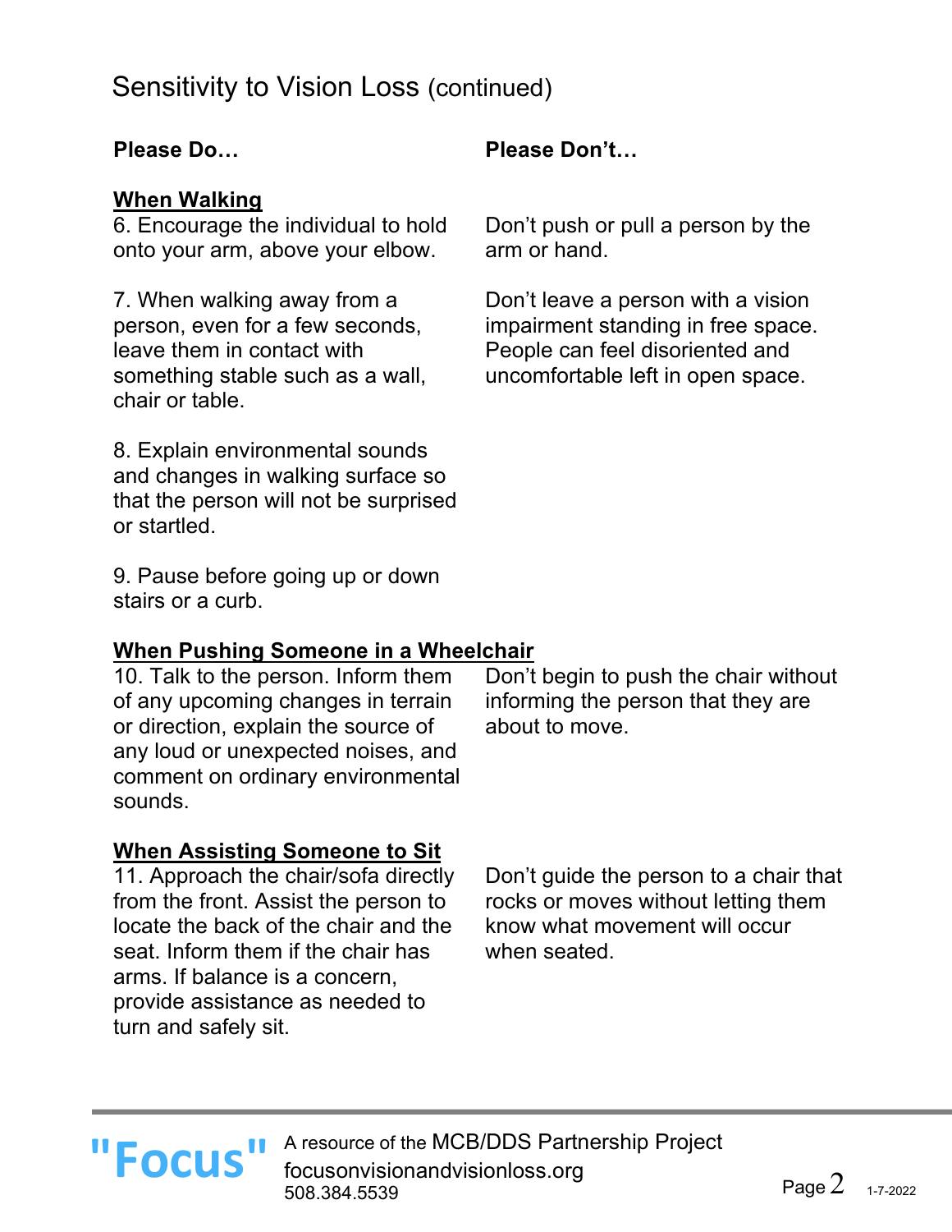## Sensitivity to Vision Loss (continued)

| Please Do… | Please Don't… |
| --- | --- |
| **When Walking** | |
| 6. Encourage the individual to hold onto your arm, above your elbow. | Don't push or pull a person by the arm or hand. |
| 7. When walking away from a person, even for a few seconds, leave them in contact with something stable such as a wall, chair or table. | Don't leave a person with a vision impairment standing in free space. People can feel disoriented and uncomfortable left in open space. |
| 8. Explain environmental sounds and changes in walking surface so that the person will not be surprised or startled. | |
| 9. Pause before going up or down stairs or a curb. | |
| **When Pushing Someone in a Wheelchair** | |
| 10. Talk to the person. Inform them of any upcoming changes in terrain or direction, explain the source of any loud or unexpected noises, and comment on ordinary environmental sounds. | Don't begin to push the chair without informing the person that they are about to move. |
| **When Assisting Someone to Sit** | |
| 11. Approach the chair/sofa directly from the front. Assist the person to locate the back of the chair and the seat. Inform them if the chair has arms. If balance is a concern, provide assistance as needed to turn and safely sit. | Don't guide the person to a chair that rocks or moves without letting them know what movement will occur when seated. |

"Focus" A resource of the MCB/DDS Partnership Project
focusonvisionandvisionloss.org
508.384.5539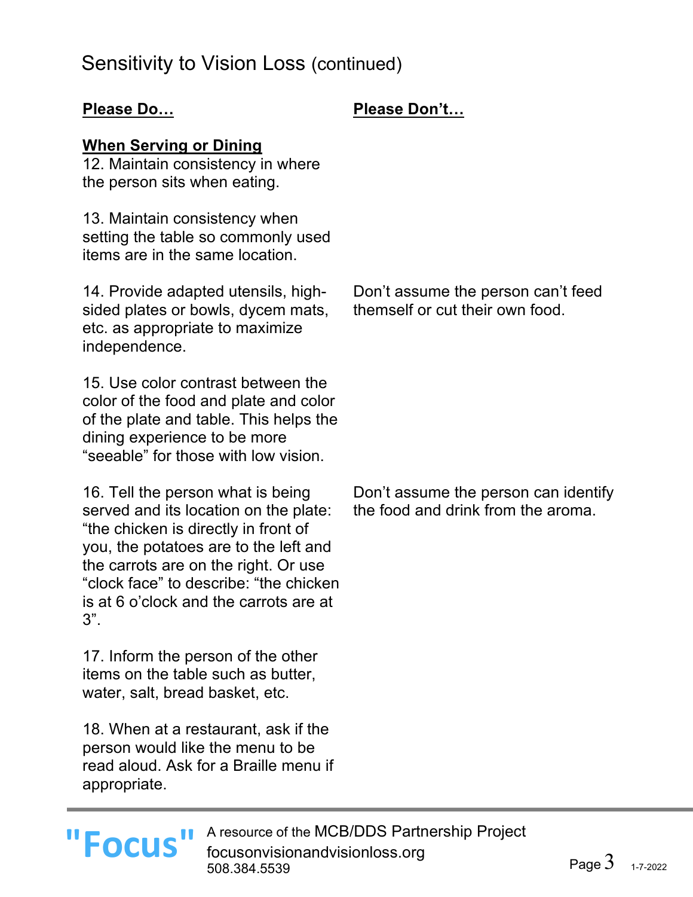# Sensitivity to Vision Loss (continued)

| **Please Do…** | **Please Don't…** |
|---|---|
| **When Serving or Dining** | |
| 12. Maintain consistency in where the person sits when eating. | |
| 13. Maintain consistency when setting the table so commonly used items are in the same location. | |
| 14. Provide adapted utensils, high-sided plates or bowls, dycem mats, etc. as appropriate to maximize independence. | Don't assume the person can't feed themself or cut their own food. |
| 15. Use color contrast between the color of the food and plate and color of the plate and table. This helps the dining experience to be more "seeable" for those with low vision. | |
| 16. Tell the person what is being served and its location on the plate: "the chicken is directly in front of you, the potatoes are to the left and the carrots are on the right. Or use "clock face" to describe: "the chicken is at 6 o'clock and the carrots are at 3". | Don't assume the person can identify the food and drink from the aroma. |
| 17. Inform the person of the other items on the table such as butter, water, salt, bread basket, etc. | |
| 18. When at a restaurant, ask if the person would like the menu to be read aloud. Ask for a Braille menu if appropriate. | |

"Focus" A resource of the MCB/DDS Partnership Project
focusonvisionandvisionloss.org
508.384.5539

1-7-2022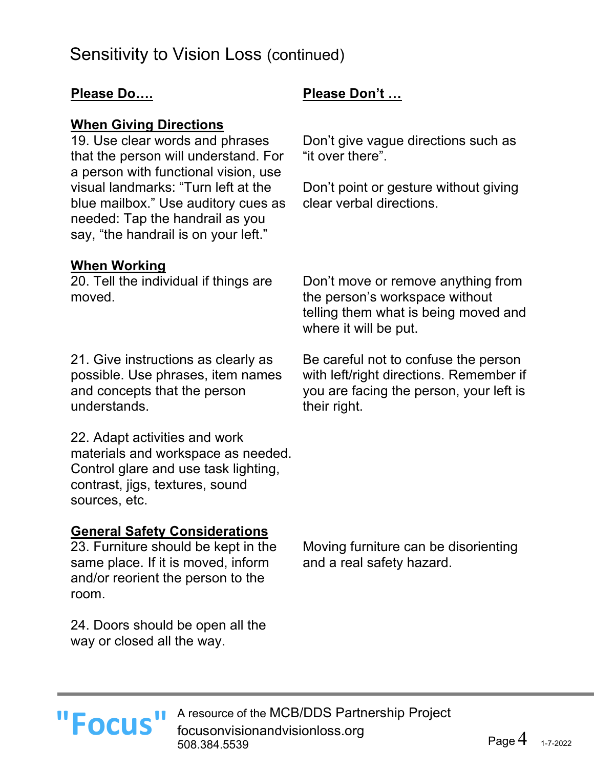## Sensitivity to Vision Loss (continued)

| **Please Do….** | **Please Don't …** |
|---|---|
| **When Giving Directions** | |
| 19. Use clear words and phrases that the person will understand. For a person with functional vision, use visual landmarks: "Turn left at the blue mailbox." Use auditory cues as needed: Tap the handrail as you say, "the handrail is on your left." | Don't give vague directions such as "it over there". Don't point or gesture without giving clear verbal directions. |
| **When Working** | |
| 20. Tell the individual if things are moved. | Don't move or remove anything from the person's workspace without telling them what is being moved and where it will be put. |
| 21. Give instructions as clearly as possible. Use phrases, item names and concepts that the person understands. | Be careful not to confuse the person with left/right directions. Remember if you are facing the person, your left is their right. |
| 22. Adapt activities and work materials and workspace as needed. Control glare and use task lighting, contrast, jigs, textures, sound sources, etc. | |
| **General Safety Considerations** | |
| 23. Furniture should be kept in the same place. If it is moved, inform and/or reorient the person to the room. | Moving furniture can be disorienting and a real safety hazard. |
| 24. Doors should be open all the way or closed all the way. | |

"Focus" A resource of the MCB/DDS Partnership Project
focusonvisionandvisionloss.org
508.384.5539

1-7-2022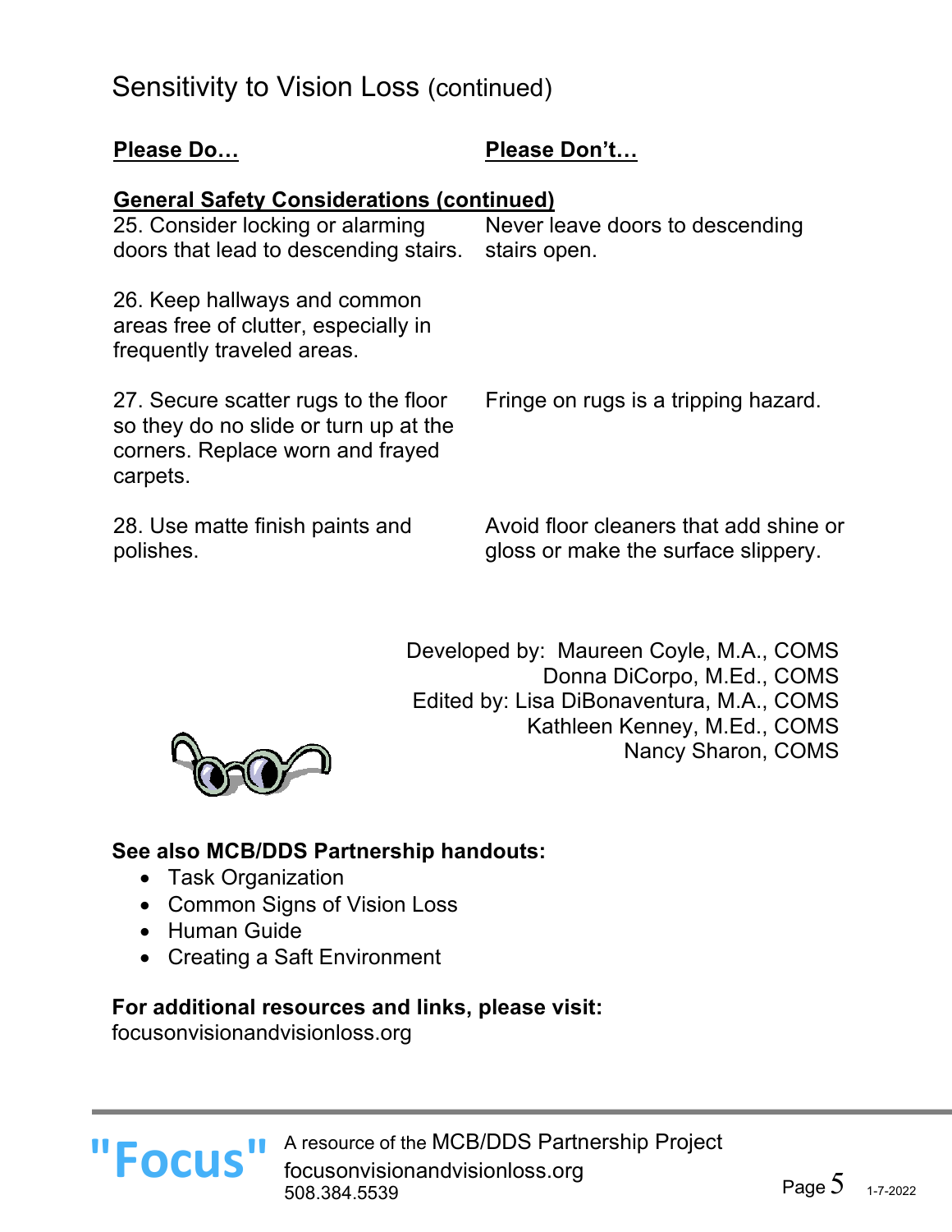# Sensitivity to Vision Loss (continued)

| Please Do… | Please Don't… |
| --- | --- |
| **General Safety Considerations (continued)** | |
| 25. Consider locking or alarming doors that lead to descending stairs. | Never leave doors to descending stairs open. |
| 26. Keep hallways and common areas free of clutter, especially in frequently traveled areas. | |
| 27. Secure scatter rugs to the floor so they do no slide or turn up at the corners. Replace worn and frayed carpets. | Fringe on rugs is a tripping hazard. |
| 28. Use matte finish paints and polishes. | Avoid floor cleaners that add shine or gloss or make the surface slippery. |

Developed by: Maureen Coyle, M.A., COMS
Donna DiCorpo, M.Ed., COMS
Edited by: Lisa DiBonaventura, M.A., COMS
Kathleen Kenney, M.Ed., COMS
Nancy Sharon, COMS

**See also MCB/DDS Partnership handouts:**

- Task Organization
- Common Signs of Vision Loss
- Human Guide
- Creating a Saft Environment

**For additional resources and links, please visit:**
focusonvisionandvisionloss.org

"Focus" A resource of the MCB/DDS Partnership Project
focusonvisionandvisionloss.org
508.384.5539

1-7-2022